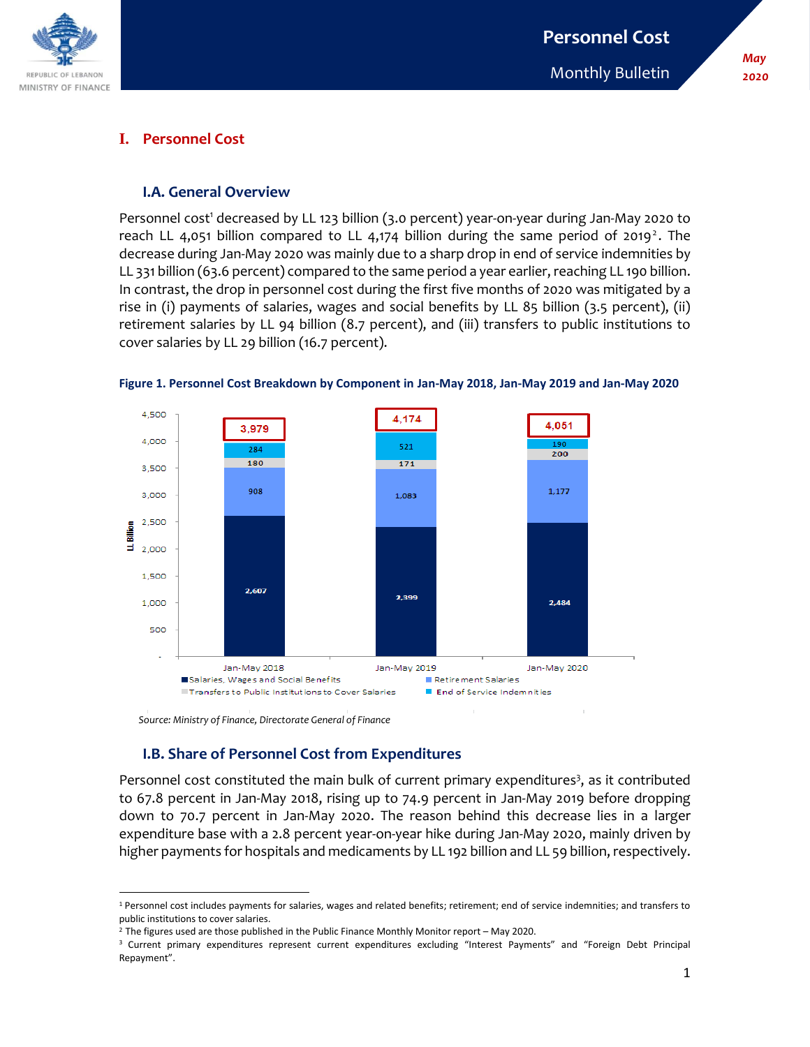# Personnel Cost

Monthly Bulletin

May 2020

## I. Personnel Cost

### I.A. General Overview

Personnel cost[1] decreased by LL 123 billion (3.0 percent) year-on-year during Jan-May 2020 to reach LL 4,051 billion compared to LL 4,174 billion during the same period of 2019[2]. The decrease during Jan-May 2020 was mainly due to a sharp drop in end of service indemnities by LL 331 billion (63.6 percent) compared to the same period a year earlier, reaching LL 190 billion. In contrast, the drop in personnel cost during the first five months of 2020 was mitigated by a rise in (i) payments of salaries, wages and social benefits by LL 85 billion (3.5 percent), (ii) retirement salaries by LL 94 billion (8.7 percent), and (iii) transfers to public institutions to cover salaries by LL 29 billion (16.7 percent).

**Figure 1. Personnel Cost Breakdown by Component in Jan-May 2018, Jan-May 2019 and Jan-May 2020**

| LL Billion | Jan-May 2018 | Jan-May 2019 | Jan-May 2020 |
|---|---|---|---|
| Salaries, Wages and Social Benefits | 2,607 | 2,399 | 2,484 |
| Retirement Salaries | 908 | 1,083 | 1,177 |
| Transfers to Public Institutions to Cover Salaries | 180 | 171 | 200 |
| End of Service Indemnities | 284 | 521 | 190 |
| Total | 3,979 | 4,174 | 4,051 |

*Source: Ministry of Finance, Directorate General of Finance*

### I.B. Share of Personnel Cost from Expenditures

Personnel cost constituted the main bulk of current primary expenditures[3], as it contributed to 67.8 percent in Jan-May 2018, rising up to 74.9 percent in Jan-May 2019 before dropping down to 70.7 percent in Jan-May 2020. The reason behind this decrease lies in a larger expenditure base with a 2.8 percent year-on-year hike during Jan-May 2020, mainly driven by higher payments for hospitals and medicaments by LL 192 billion and LL 59 billion, respectively.

---

[1] Personnel cost includes payments for salaries, wages and related benefits; retirement; end of service indemnities; and transfers to public institutions to cover salaries.

[2] The figures used are those published in the Public Finance Monthly Monitor report – May 2020.

[3] Current primary expenditures represent current expenditures excluding "Interest Payments" and "Foreign Debt Principal Repayment".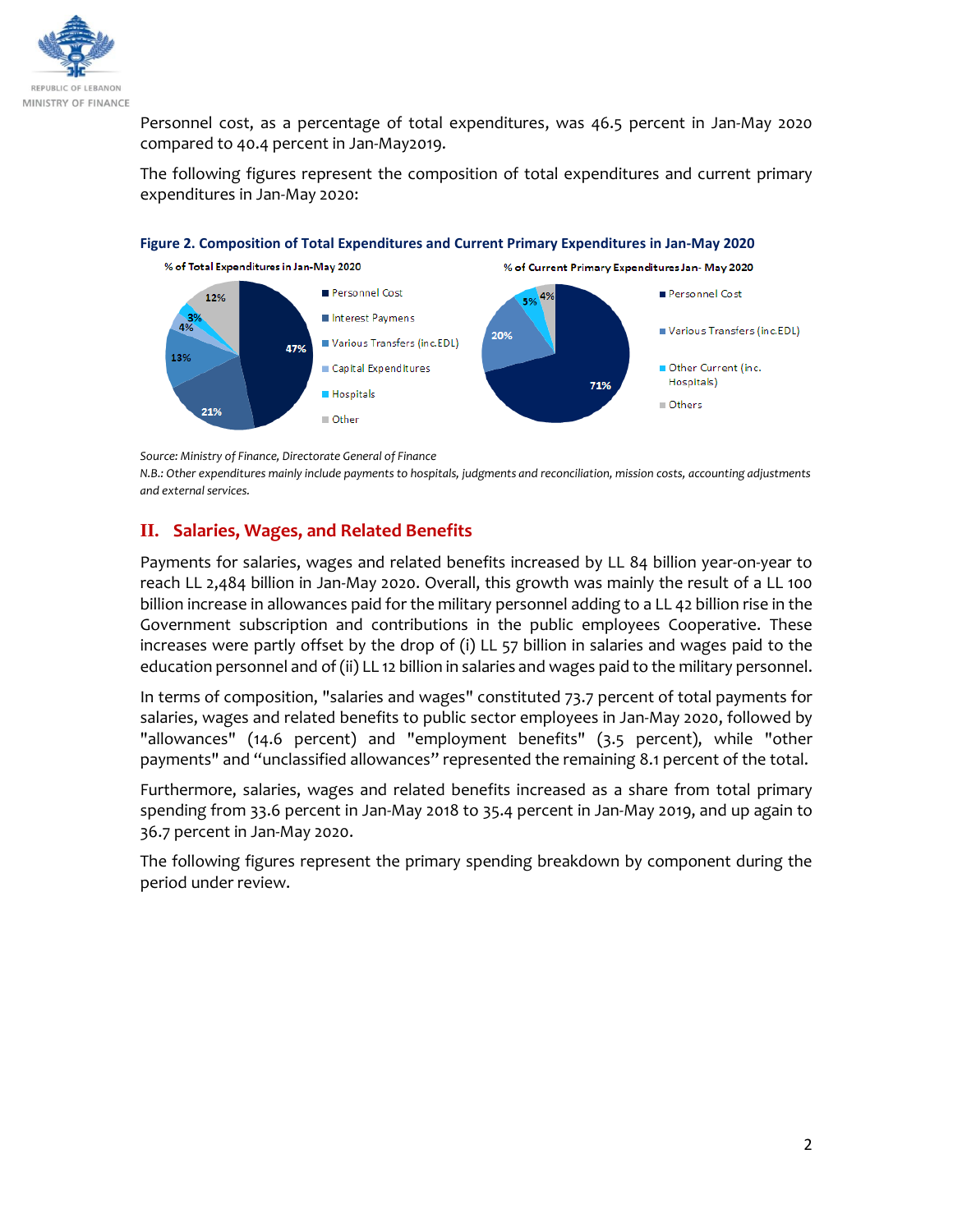Personnel cost, as a percentage of total expenditures, was 46.5 percent in Jan-May 2020 compared to 40.4 percent in Jan-May2019.

The following figures represent the composition of total expenditures and current primary expenditures in Jan-May 2020:

**Figure 2. Composition of Total Expenditures and Current Primary Expenditures in Jan-May 2020**

*Source: Ministry of Finance, Directorate General of Finance*

*N.B.: Other expenditures mainly include payments to hospitals, judgments and reconciliation, mission costs, accounting adjustments and external services.*

## II. Salaries, Wages, and Related Benefits

Payments for salaries, wages and related benefits increased by LL 84 billion year-on-year to reach LL 2,484 billion in Jan-May 2020. Overall, this growth was mainly the result of a LL 100 billion increase in allowances paid for the military personnel adding to a LL 42 billion rise in the Government subscription and contributions in the public employees Cooperative. These increases were partly offset by the drop of (i) LL 57 billion in salaries and wages paid to the education personnel and of (ii) LL 12 billion in salaries and wages paid to the military personnel.

In terms of composition, "salaries and wages" constituted 73.7 percent of total payments for salaries, wages and related benefits to public sector employees in Jan-May 2020, followed by "allowances" (14.6 percent) and "employment benefits" (3.5 percent), while "other payments" and "unclassified allowances" represented the remaining 8.1 percent of the total.

Furthermore, salaries, wages and related benefits increased as a share from total primary spending from 33.6 percent in Jan-May 2018 to 35.4 percent in Jan-May 2019, and up again to 36.7 percent in Jan-May 2020.

The following figures represent the primary spending breakdown by component during the period under review.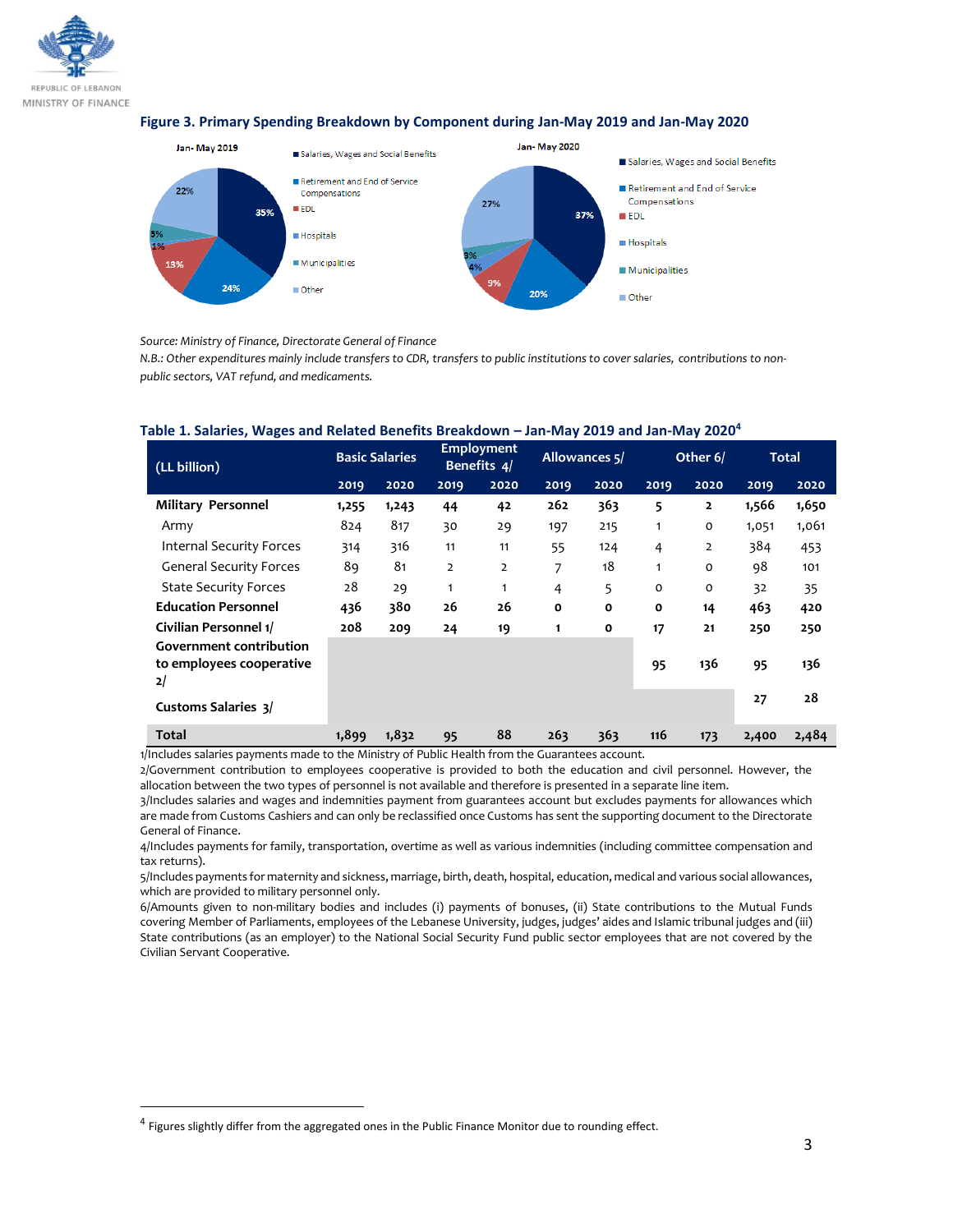**Figure 3. Primary Spending Breakdown by Component during Jan-May 2019 and Jan-May 2020**

Jan- May 2019

- Salaries, Wages and Social Benefits: 35%
- Retirement and End of Service Compensations: 24%
- EDL: 13%
- Hospitals: 1%
- Municipalities: 5%
- Other: 22%

Jan- May 2020

- Salaries, Wages and Social Benefits: 37%
- Retirement and End of Service Compensations: 20%
- EDL: 9%
- Hospitals: 4%
- Municipalities: 3%
- Other: 27%

*Source: Ministry of Finance, Directorate General of Finance*

*N.B.: Other expenditures mainly include transfers to CDR, transfers to public institutions to cover salaries, contributions to non-public sectors, VAT refund, and medicaments.*

**Table 1. Salaries, Wages and Related Benefits Breakdown – Jan-May 2019 and Jan-May 2020[4]**

| (LL billion) | Basic Salaries | | Employment Benefits 4/ | | Allowances 5/ | | Other 6/ | | Total | |
|---|---|---|---|---|---|---|---|---|---|---|
| | 2019 | 2020 | 2019 | 2020 | 2019 | 2020 | 2019 | 2020 | 2019 | 2020 |
| **Military Personnel** | **1,255** | **1,243** | **44** | **42** | **262** | **363** | **5** | **2** | **1,566** | **1,650** |
| Army | 824 | 817 | 30 | 29 | 197 | 215 | 1 | 0 | 1,051 | 1,061 |
| Internal Security Forces | 314 | 316 | 11 | 11 | 55 | 124 | 4 | 2 | 384 | 453 |
| General Security Forces | 89 | 81 | 2 | 2 | 7 | 18 | 1 | 0 | 98 | 101 |
| State Security Forces | 28 | 29 | 1 | 1 | 4 | 5 | 0 | 0 | 32 | 35 |
| **Education Personnel** | **436** | **380** | **26** | **26** | **0** | **0** | **0** | **14** | **463** | **420** |
| **Civilian Personnel 1/** | **208** | **209** | **24** | **19** | **1** | **0** | **17** | **21** | **250** | **250** |
| **Government contribution to employees cooperative 2/** | | | | | | | **95** | **136** | **95** | **136** |
| **Customs Salaries 3/** | | | | | | | | | **27** | **28** |
| **Total** | **1,899** | **1,832** | **95** | **88** | **263** | **363** | **116** | **173** | **2,400** | **2,484** |

1/Includes salaries payments made to the Ministry of Public Health from the Guarantees account.

2/Government contribution to employees cooperative is provided to both the education and civil personnel. However, the allocation between the two types of personnel is not available and therefore is presented in a separate line item.

3/Includes salaries and wages and indemnities payment from guarantees account but excludes payments for allowances which are made from Customs Cashiers and can only be reclassified once Customs has sent the supporting document to the Directorate General of Finance.

4/Includes payments for family, transportation, overtime as well as various indemnities (including committee compensation and tax returns).

5/Includes payments for maternity and sickness, marriage, birth, death, hospital, education, medical and various social allowances, which are provided to military personnel only.

6/Amounts given to non-military bodies and includes (i) payments of bonuses, (ii) State contributions to the Mutual Funds covering Member of Parliaments, employees of the Lebanese University, judges, judges' aides and Islamic tribunal judges and (iii) State contributions (as an employer) to the National Social Security Fund public sector employees that are not covered by the Civilian Servant Cooperative.

[4] Figures slightly differ from the aggregated ones in the Public Finance Monitor due to rounding effect.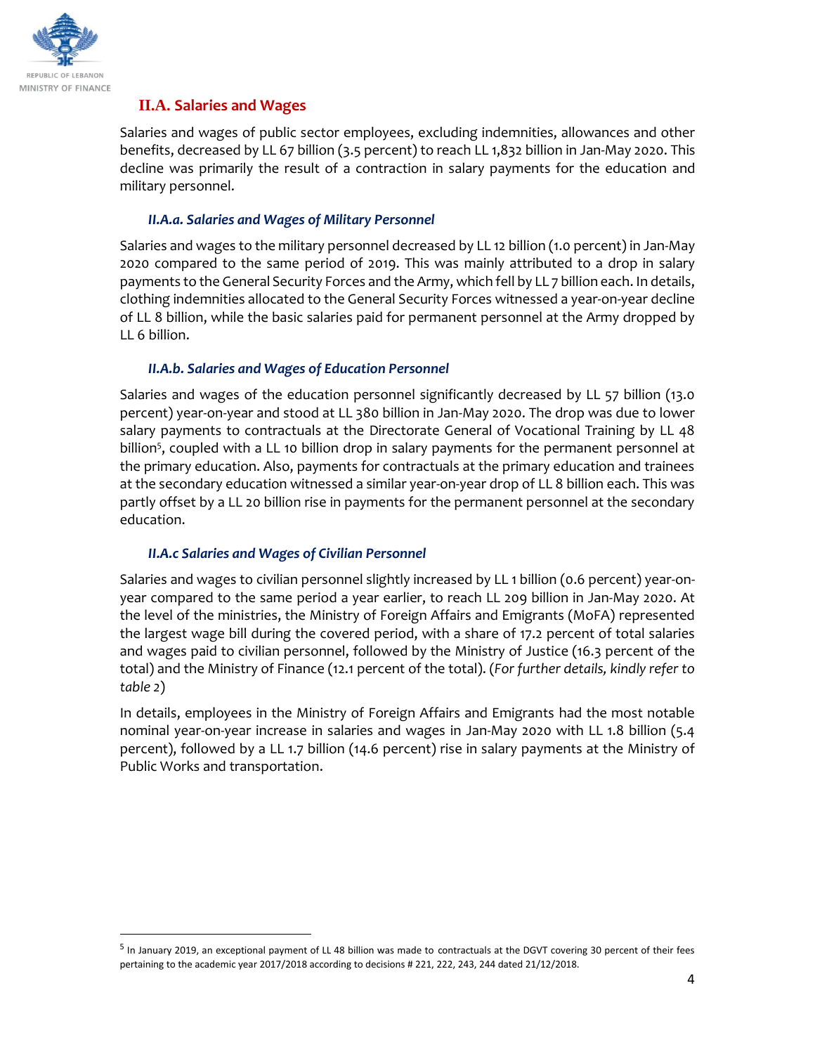## II.A. Salaries and Wages

Salaries and wages of public sector employees, excluding indemnities, allowances and other benefits, decreased by LL 67 billion (3.5 percent) to reach LL 1,832 billion in Jan-May 2020. This decline was primarily the result of a contraction in salary payments for the education and military personnel.

### *II.A.a. Salaries and Wages of Military Personnel*

Salaries and wages to the military personnel decreased by LL 12 billion (1.0 percent) in Jan-May 2020 compared to the same period of 2019. This was mainly attributed to a drop in salary payments to the General Security Forces and the Army, which fell by LL 7 billion each. In details, clothing indemnities allocated to the General Security Forces witnessed a year-on-year decline of LL 8 billion, while the basic salaries paid for permanent personnel at the Army dropped by LL 6 billion.

### *II.A.b. Salaries and Wages of Education Personnel*

Salaries and wages of the education personnel significantly decreased by LL 57 billion (13.0 percent) year-on-year and stood at LL 380 billion in Jan-May 2020. The drop was due to lower salary payments to contractuals at the Directorate General of Vocational Training by LL 48 billion[5], coupled with a LL 10 billion drop in salary payments for the permanent personnel at the primary education. Also, payments for contractuals at the primary education and trainees at the secondary education witnessed a similar year-on-year drop of LL 8 billion each. This was partly offset by a LL 20 billion rise in payments for the permanent personnel at the secondary education.

### *II.A.c Salaries and Wages of Civilian Personnel*

Salaries and wages to civilian personnel slightly increased by LL 1 billion (0.6 percent) year-on-year compared to the same period a year earlier, to reach LL 209 billion in Jan-May 2020. At the level of the ministries, the Ministry of Foreign Affairs and Emigrants (MoFA) represented the largest wage bill during the covered period, with a share of 17.2 percent of total salaries and wages paid to civilian personnel, followed by the Ministry of Justice (16.3 percent of the total) and the Ministry of Finance (12.1 percent of the total). (*For further details, kindly refer to table 2*)

In details, employees in the Ministry of Foreign Affairs and Emigrants had the most notable nominal year-on-year increase in salaries and wages in Jan-May 2020 with LL 1.8 billion (5.4 percent), followed by a LL 1.7 billion (14.6 percent) rise in salary payments at the Ministry of Public Works and transportation.

---

[5] In January 2019, an exceptional payment of LL 48 billion was made to contractuals at the DGVT covering 30 percent of their fees pertaining to the academic year 2017/2018 according to decisions # 221, 222, 243, 244 dated 21/12/2018.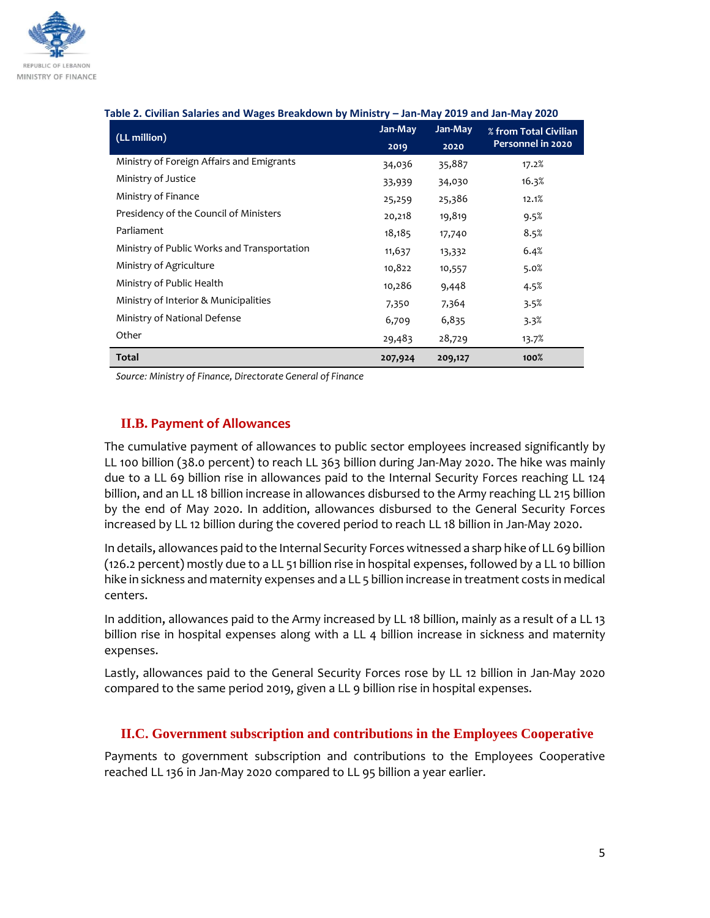**Table 2. Civilian Salaries and Wages Breakdown by Ministry – Jan-May 2019 and Jan-May 2020**

| (LL million) | Jan-May 2019 | Jan-May 2020 | % from Total Civilian Personnel in 2020 |
|---|---|---|---|
| Ministry of Foreign Affairs and Emigrants | 34,036 | 35,887 | 17.2% |
| Ministry of Justice | 33,939 | 34,030 | 16.3% |
| Ministry of Finance | 25,259 | 25,386 | 12.1% |
| Presidency of the Council of Ministers | 20,218 | 19,819 | 9.5% |
| Parliament | 18,185 | 17,740 | 8.5% |
| Ministry of Public Works and Transportation | 11,637 | 13,332 | 6.4% |
| Ministry of Agriculture | 10,822 | 10,557 | 5.0% |
| Ministry of Public Health | 10,286 | 9,448 | 4.5% |
| Ministry of Interior & Municipalities | 7,350 | 7,364 | 3.5% |
| Ministry of National Defense | 6,709 | 6,835 | 3.3% |
| Other | 29,483 | 28,729 | 13.7% |
| **Total** | **207,924** | **209,127** | **100%** |

*Source: Ministry of Finance, Directorate General of Finance*

## II.B. Payment of Allowances

The cumulative payment of allowances to public sector employees increased significantly by LL 100 billion (38.0 percent) to reach LL 363 billion during Jan-May 2020. The hike was mainly due to a LL 69 billion rise in allowances paid to the Internal Security Forces reaching LL 124 billion, and an LL 18 billion increase in allowances disbursed to the Army reaching LL 215 billion by the end of May 2020. In addition, allowances disbursed to the General Security Forces increased by LL 12 billion during the covered period to reach LL 18 billion in Jan-May 2020.

In details, allowances paid to the Internal Security Forces witnessed a sharp hike of LL 69 billion (126.2 percent) mostly due to a LL 51 billion rise in hospital expenses, followed by a LL 10 billion hike in sickness and maternity expenses and a LL 5 billion increase in treatment costs in medical centers.

In addition, allowances paid to the Army increased by LL 18 billion, mainly as a result of a LL 13 billion rise in hospital expenses along with a LL 4 billion increase in sickness and maternity expenses.

Lastly, allowances paid to the General Security Forces rose by LL 12 billion in Jan-May 2020 compared to the same period 2019, given a LL 9 billion rise in hospital expenses.

## II.C. Government subscription and contributions in the Employees Cooperative

Payments to government subscription and contributions to the Employees Cooperative reached LL 136 in Jan-May 2020 compared to LL 95 billion a year earlier.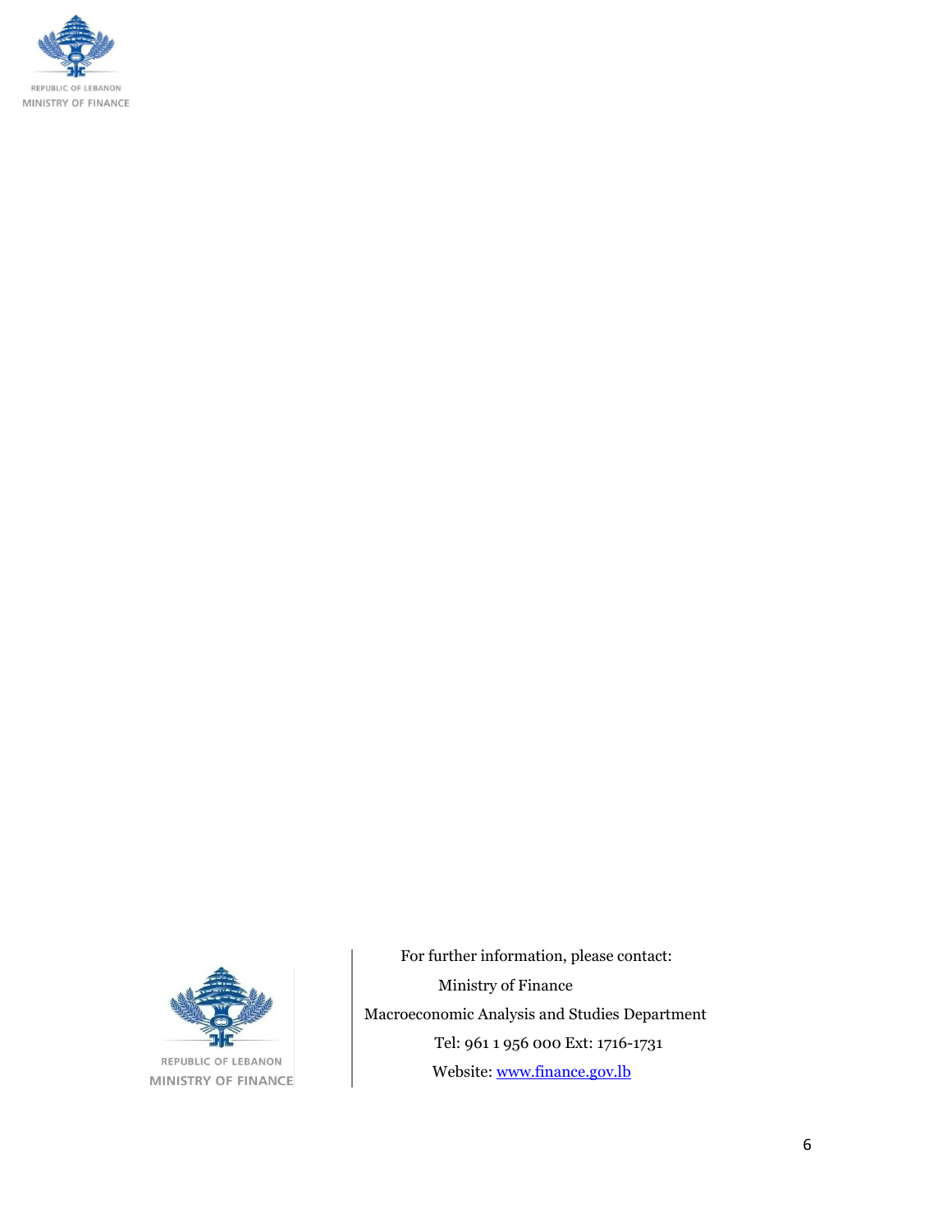For further information, please contact:

Ministry of Finance

Macroeconomic Analysis and Studies Department

Tel: 961 1 956 000 Ext: 1716-1731

Website: [www.finance.gov.lb](http://www.finance.gov.lb)